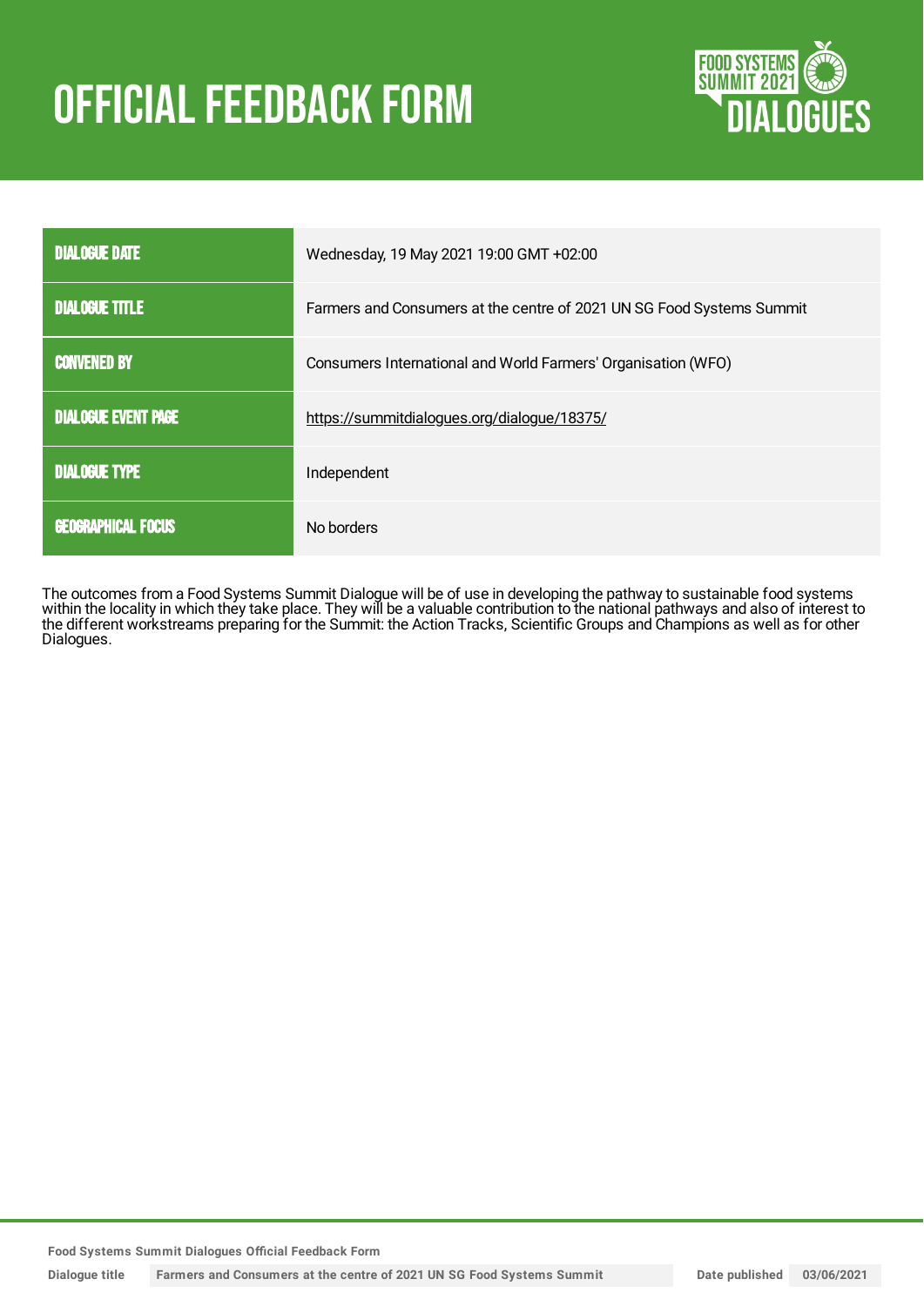# OFFICIAL FEEDBACK FORM

| | |
|---|---|
| DIALOGUE DATE | Wednesday, 19 May 2021 19:00 GMT +02:00 |
| DIALOGUE TITLE | Farmers and Consumers at the centre of 2021 UN SG Food Systems Summit |
| CONVENED BY | Consumers International and World Farmers' Organisation (WFO) |
| DIALOGUE EVENT PAGE | https://summitdialogues.org/dialogue/18375/ |
| DIALOGUE TYPE | Independent |
| GEOGRAPHICAL FOCUS | No borders |

The outcomes from a Food Systems Summit Dialogue will be of use in developing the pathway to sustainable food systems within the locality in which they take place. They will be a valuable contribution to the national pathways and also of interest to the different workstreams preparing for the Summit: the Action Tracks, Scientific Groups and Champions as well as for other Dialogues.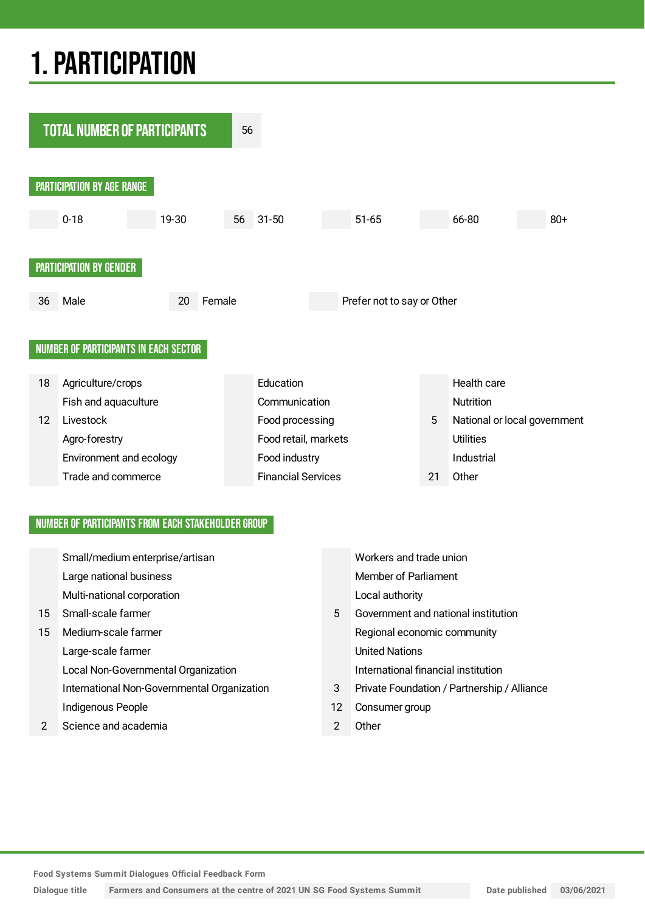# 1. PARTICIPATION

| TOTAL NUMBER OF PARTICIPANTS | 56 |
|---|---|

## PARTICIPATION BY AGE RANGE

| | 0-18 | | 19-30 | 56 | 31-50 | | 51-65 | | 66-80 | | 80+ |
|---|---|---|---|---|---|---|---|---|---|---|---|

## PARTICIPATION BY GENDER

| 36 | Male | 20 | Female | | Prefer not to say or Other |
|---|---|---|---|---|---|

## NUMBER OF PARTICIPANTS IN EACH SECTOR

| | | | | | |
|---|---|---|---|---|---|
| 18 | Agriculture/crops | | Education | | Health care |
| | Fish and aquaculture | | Communication | | Nutrition |
| 12 | Livestock | | Food processing | 5 | National or local government |
| | Agro-forestry | | Food retail, markets | | Utilities |
| | Environment and ecology | | Food industry | | Industrial |
| | Trade and commerce | | Financial Services | 21 | Other |

## NUMBER OF PARTICIPANTS FROM EACH STAKEHOLDER GROUP

| | | | |
|---|---|---|---|
| | Small/medium enterprise/artisan | | Workers and trade union |
| | Large national business | | Member of Parliament |
| | Multi-national corporation | | Local authority |
| 15 | Small-scale farmer | 5 | Government and national institution |
| 15 | Medium-scale farmer | | Regional economic community |
| | Large-scale farmer | | United Nations |
| | Local Non-Governmental Organization | | International financial institution |
| | International Non-Governmental Organization | 3 | Private Foundation / Partnership / Alliance |
| | Indigenous People | 12 | Consumer group |
| 2 | Science and academia | 2 | Other |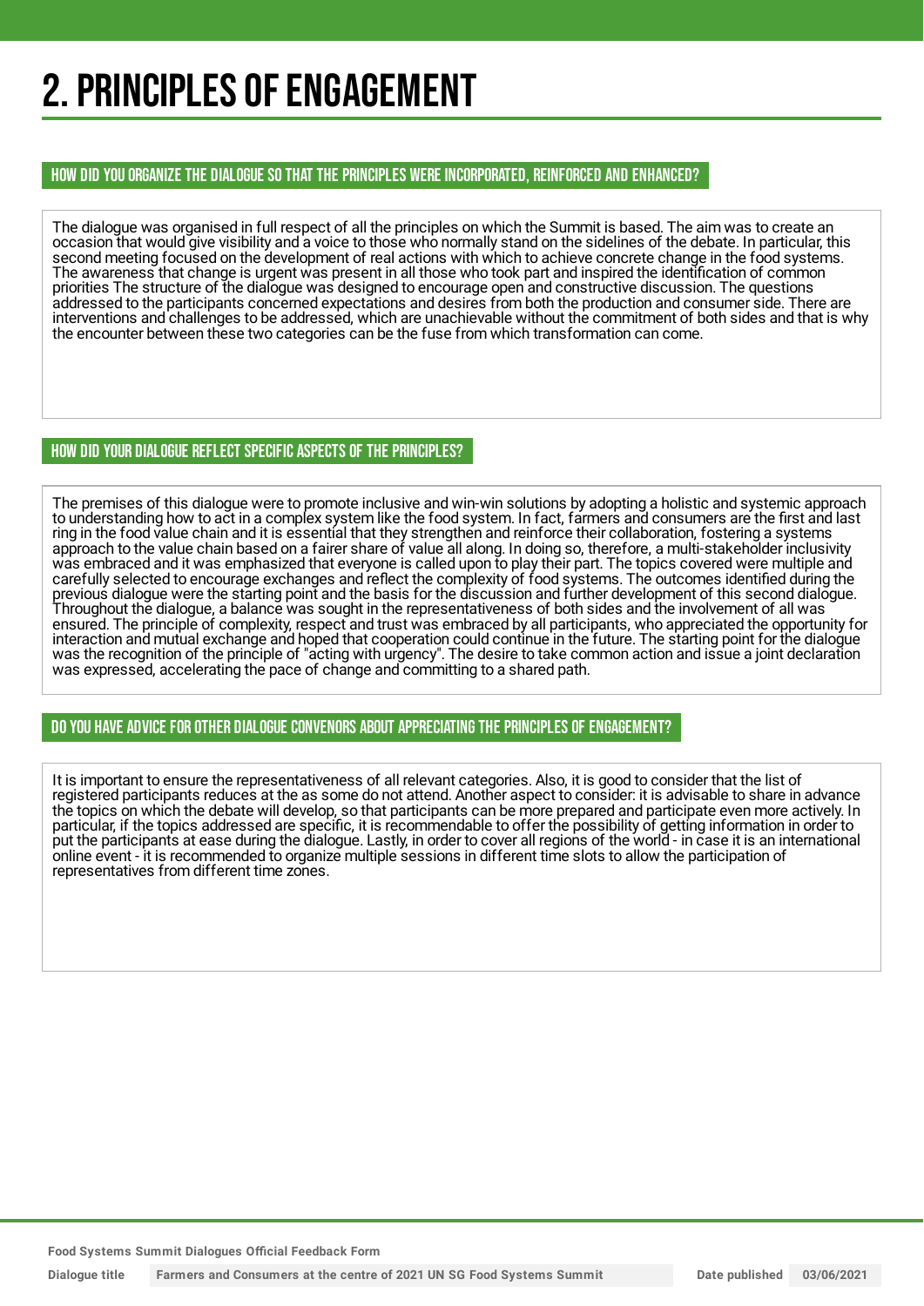# 2. PRINCIPLES OF ENGAGEMENT

## HOW DID YOU ORGANIZE THE DIALOGUE SO THAT THE PRINCIPLES WERE INCORPORATED, REINFORCED AND ENHANCED?

The dialogue was organised in full respect of all the principles on which the Summit is based. The aim was to create an occasion that would give visibility and a voice to those who normally stand on the sidelines of the debate. In particular, this second meeting focused on the development of real actions with which to achieve concrete change in the food systems. The awareness that change is urgent was present in all those who took part and inspired the identification of common priorities The structure of the dialogue was designed to encourage open and constructive discussion. The questions addressed to the participants concerned expectations and desires from both the production and consumer side. There are interventions and challenges to be addressed, which are unachievable without the commitment of both sides and that is why the encounter between these two categories can be the fuse from which transformation can come.

## HOW DID YOUR DIALOGUE REFLECT SPECIFIC ASPECTS OF THE PRINCIPLES?

The premises of this dialogue were to promote inclusive and win-win solutions by adopting a holistic and systemic approach to understanding how to act in a complex system like the food system. In fact, farmers and consumers are the first and last ring in the food value chain and it is essential that they strengthen and reinforce their collaboration, fostering a systems approach to the value chain based on a fairer share of value all along. In doing so, therefore, a multi-stakeholder inclusivity was embraced and it was emphasized that everyone is called upon to play their part. The topics covered were multiple and carefully selected to encourage exchanges and reflect the complexity of food systems. The outcomes identified during the previous dialogue were the starting point and the basis for the discussion and further development of this second dialogue. Throughout the dialogue, a balance was sought in the representativeness of both sides and the involvement of all was ensured. The principle of complexity, respect and trust was embraced by all participants, who appreciated the opportunity for interaction and mutual exchange and hoped that cooperation could continue in the future. The starting point for the dialogue was the recognition of the principle of "acting with urgency". The desire to take common action and issue a joint declaration was expressed, accelerating the pace of change and committing to a shared path.

## DO YOU HAVE ADVICE FOR OTHER DIALOGUE CONVENORS ABOUT APPRECIATING THE PRINCIPLES OF ENGAGEMENT?

It is important to ensure the representativeness of all relevant categories. Also, it is good to consider that the list of registered participants reduces at the as some do not attend. Another aspect to consider: it is advisable to share in advance the topics on which the debate will develop, so that participants can be more prepared and participate even more actively. In particular, if the topics addressed are specific, it is recommendable to offer the possibility of getting information in order to put the participants at ease during the dialogue. Lastly, in order to cover all regions of the world - in case it is an international online event - it is recommended to organize multiple sessions in different time slots to allow the participation of representatives from different time zones.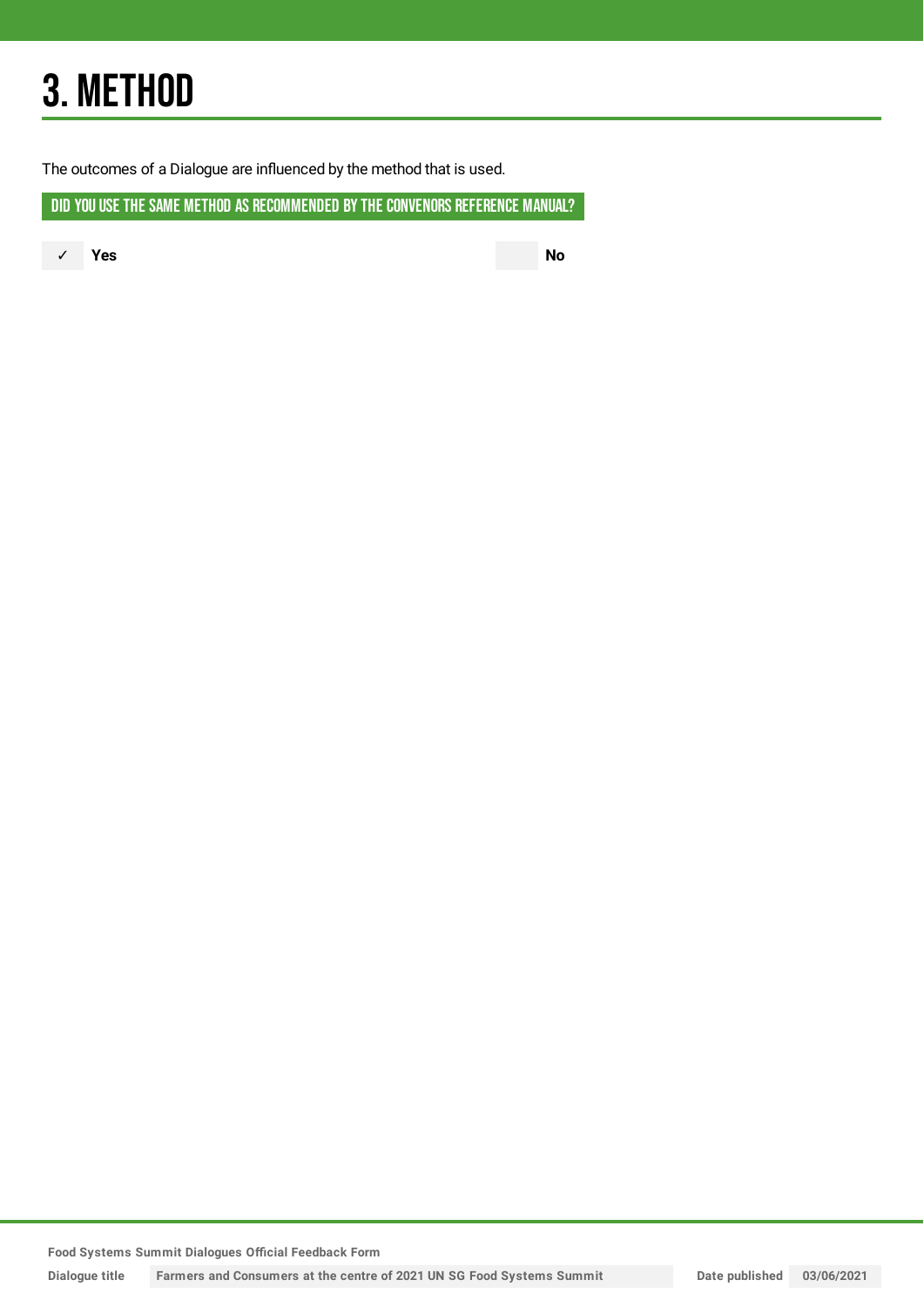# 3. METHOD

The outcomes of a Dialogue are influenced by the method that is used.

## DID YOU USE THE SAME METHOD AS RECOMMENDED BY THE CONVENORS REFERENCE MANUAL?

✓ **Yes**

**No**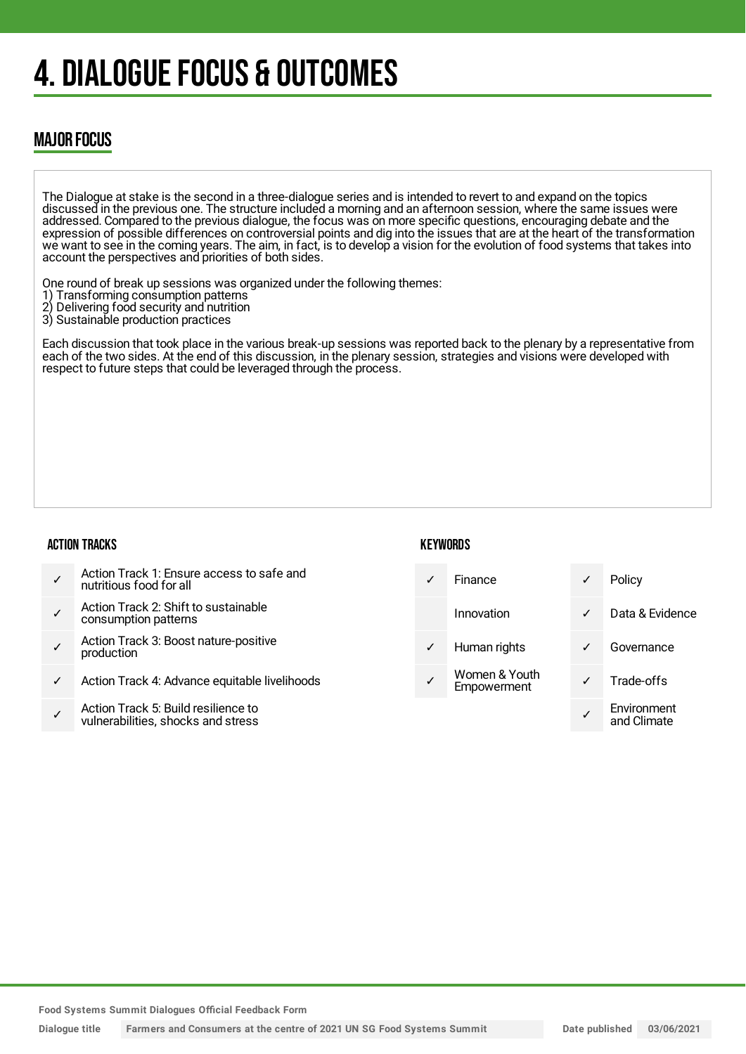# 4. DIALOGUE FOCUS & OUTCOMES

## MAJOR FOCUS

The Dialogue at stake is the second in a three-dialogue series and is intended to revert to and expand on the topics discussed in the previous one. The structure included a morning and an afternoon session, where the same issues were addressed. Compared to the previous dialogue, the focus was on more specific questions, encouraging debate and the expression of possible differences on controversial points and dig into the issues that are at the heart of the transformation we want to see in the coming years. The aim, in fact, is to develop a vision for the evolution of food systems that takes into account the perspectives and priorities of both sides.

One round of break up sessions was organized under the following themes:
1) Transforming consumption patterns
2) Delivering food security and nutrition
3) Sustainable production practices

Each discussion that took place in the various break-up sessions was reported back to the plenary by a representative from each of the two sides. At the end of this discussion, in the plenary session, strategies and visions were developed with respect to future steps that could be leveraged through the process.

### ACTION TRACKS

| | |
|---|---|
| ✓ | Action Track 1: Ensure access to safe and nutritious food for all |
| ✓ | Action Track 2: Shift to sustainable consumption patterns |
| ✓ | Action Track 3: Boost nature-positive production |
| ✓ | Action Track 4: Advance equitable livelihoods |
| ✓ | Action Track 5: Build resilience to vulnerabilities, shocks and stress |

### KEYWORDS

| | | | |
|---|---|---|---|
| ✓ | Finance | ✓ | Policy |
| | Innovation | ✓ | Data & Evidence |
| ✓ | Human rights | ✓ | Governance |
| ✓ | Women & Youth Empowerment | ✓ | Trade-offs |
| | | ✓ | Environment and Climate |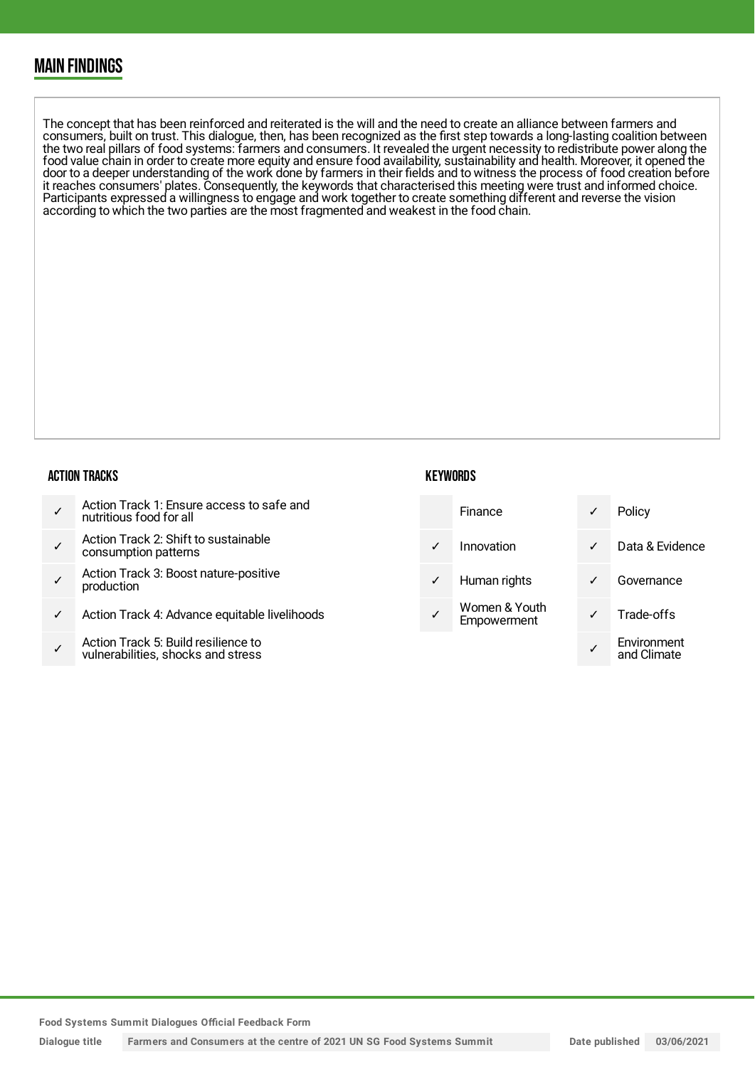## MAIN FINDINGS

The concept that has been reinforced and reiterated is the will and the need to create an alliance between farmers and consumers, built on trust. This dialogue, then, has been recognized as the first step towards a long-lasting coalition between the two real pillars of food systems: farmers and consumers. It revealed the urgent necessity to redistribute power along the food value chain in order to create more equity and ensure food availability, sustainability and health. Moreover, it opened the door to a deeper understanding of the work done by farmers in their fields and to witness the process of food creation before it reaches consumers' plates. Consequently, the keywords that characterised this meeting were trust and informed choice. Participants expressed a willingness to engage and work together to create something different and reverse the vision according to which the two parties are the most fragmented and weakest in the food chain.

### ACTION TRACKS

| | |
|---|---|
| ✓ | Action Track 1: Ensure access to safe and nutritious food for all |
| ✓ | Action Track 2: Shift to sustainable consumption patterns |
| ✓ | Action Track 3: Boost nature-positive production |
| ✓ | Action Track 4: Advance equitable livelihoods |
| ✓ | Action Track 5: Build resilience to vulnerabilities, shocks and stress |

### KEYWORDS

| | | | |
|---|---|---|---|
| | Finance | ✓ | Policy |
| ✓ | Innovation | ✓ | Data & Evidence |
| ✓ | Human rights | ✓ | Governance |
| ✓ | Women & Youth Empowerment | ✓ | Trade-offs |
| | | ✓ | Environment and Climate |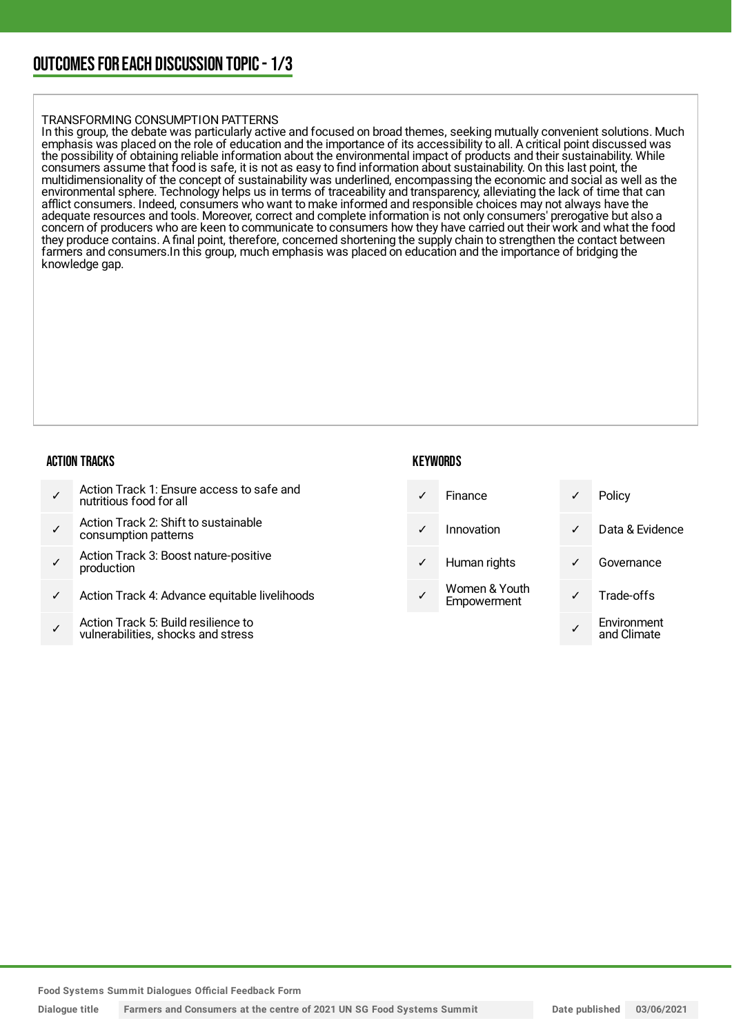## OUTCOMES FOR EACH DISCUSSION TOPIC - 1/3

TRANSFORMING CONSUMPTION PATTERNS

In this group, the debate was particularly active and focused on broad themes, seeking mutually convenient solutions. Much emphasis was placed on the role of education and the importance of its accessibility to all. A critical point discussed was the possibility of obtaining reliable information about the environmental impact of products and their sustainability. While consumers assume that food is safe, it is not as easy to find information about sustainability. On this last point, the multidimensionality of the concept of sustainability was underlined, encompassing the economic and social as well as the environmental sphere. Technology helps us in terms of traceability and transparency, alleviating the lack of time that can afflict consumers. Indeed, consumers who want to make informed and responsible choices may not always have the adequate resources and tools. Moreover, correct and complete information is not only consumers' prerogative but also a concern of producers who are keen to communicate to consumers how they have carried out their work and what the food they produce contains. A final point, therefore, concerned shortening the supply chain to strengthen the contact between farmers and consumers.In this group, much emphasis was placed on education and the importance of bridging the knowledge gap.

### ACTION TRACKS

| | |
|---|---|
| ✓ | Action Track 1: Ensure access to safe and nutritious food for all |
| ✓ | Action Track 2: Shift to sustainable consumption patterns |
| ✓ | Action Track 3: Boost nature-positive production |
| ✓ | Action Track 4: Advance equitable livelihoods |
| ✓ | Action Track 5: Build resilience to vulnerabilities, shocks and stress |

### KEYWORDS

| | | | |
|---|---|---|---|
| ✓ | Finance | ✓ | Policy |
| ✓ | Innovation | ✓ | Data & Evidence |
| ✓ | Human rights | ✓ | Governance |
| ✓ | Women & Youth Empowerment | ✓ | Trade-offs |
| | | ✓ | Environment and Climate |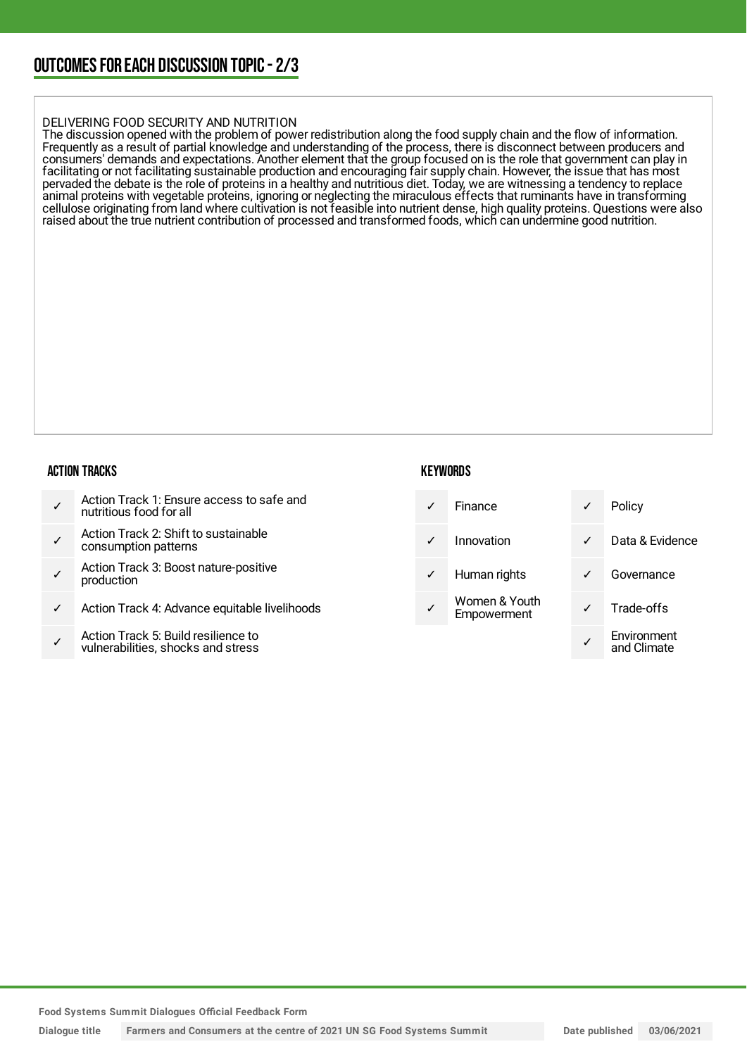## OUTCOMES FOR EACH DISCUSSION TOPIC - 2/3

DELIVERING FOOD SECURITY AND NUTRITION
The discussion opened with the problem of power redistribution along the food supply chain and the flow of information. Frequently as a result of partial knowledge and understanding of the process, there is disconnect between producers and consumers' demands and expectations. Another element that the group focused on is the role that government can play in facilitating or not facilitating sustainable production and encouraging fair supply chain. However, the issue that has most pervaded the debate is the role of proteins in a healthy and nutritious diet. Today, we are witnessing a tendency to replace animal proteins with vegetable proteins, ignoring or neglecting the miraculous effects that ruminants have in transforming cellulose originating from land where cultivation is not feasible into nutrient dense, high quality proteins. Questions were also raised about the true nutrient contribution of processed and transformed foods, which can undermine good nutrition.

### ACTION TRACKS

| | |
|---|---|
| ✓ | Action Track 1: Ensure access to safe and nutritious food for all |
| ✓ | Action Track 2: Shift to sustainable consumption patterns |
| ✓ | Action Track 3: Boost nature-positive production |
| ✓ | Action Track 4: Advance equitable livelihoods |
| ✓ | Action Track 5: Build resilience to vulnerabilities, shocks and stress |

### KEYWORDS

| | | | |
|---|---|---|---|
| ✓ | Finance | ✓ | Policy |
| ✓ | Innovation | ✓ | Data & Evidence |
| ✓ | Human rights | ✓ | Governance |
| ✓ | Women & Youth Empowerment | ✓ | Trade-offs |
| | | ✓ | Environment and Climate |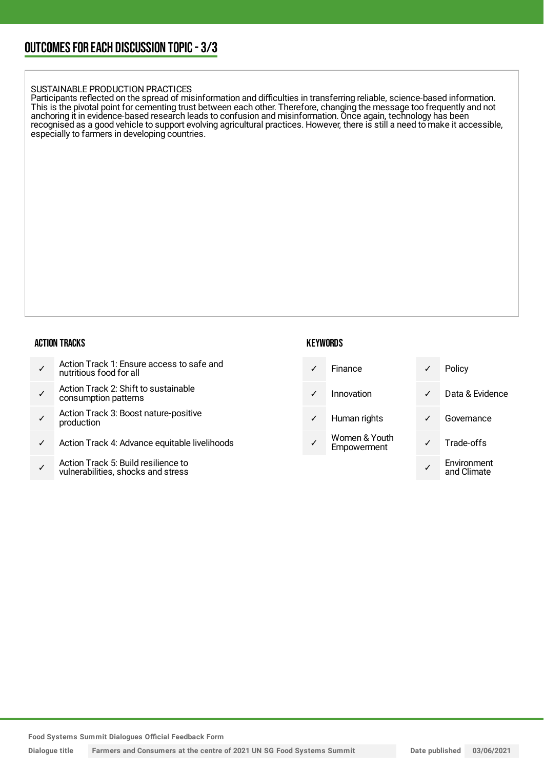## OUTCOMES FOR EACH DISCUSSION TOPIC - 3/3

SUSTAINABLE PRODUCTION PRACTICES
Participants reflected on the spread of misinformation and difficulties in transferring reliable, science-based information. This is the pivotal point for cementing trust between each other. Therefore, changing the message too frequently and not anchoring it in evidence-based research leads to confusion and misinformation. Once again, technology has been recognised as a good vehicle to support evolving agricultural practices. However, there is still a need to make it accessible, especially to farmers in developing countries.

### ACTION TRACKS

| | |
|---|---|
| ✓ | Action Track 1: Ensure access to safe and nutritious food for all |
| ✓ | Action Track 2: Shift to sustainable consumption patterns |
| ✓ | Action Track 3: Boost nature-positive production |
| ✓ | Action Track 4: Advance equitable livelihoods |
| ✓ | Action Track 5: Build resilience to vulnerabilities, shocks and stress |

### KEYWORDS

| | | | |
|---|---|---|---|
| ✓ | Finance | ✓ | Policy |
| ✓ | Innovation | ✓ | Data & Evidence |
| ✓ | Human rights | ✓ | Governance |
| ✓ | Women & Youth Empowerment | ✓ | Trade-offs |
| | | ✓ | Environment and Climate |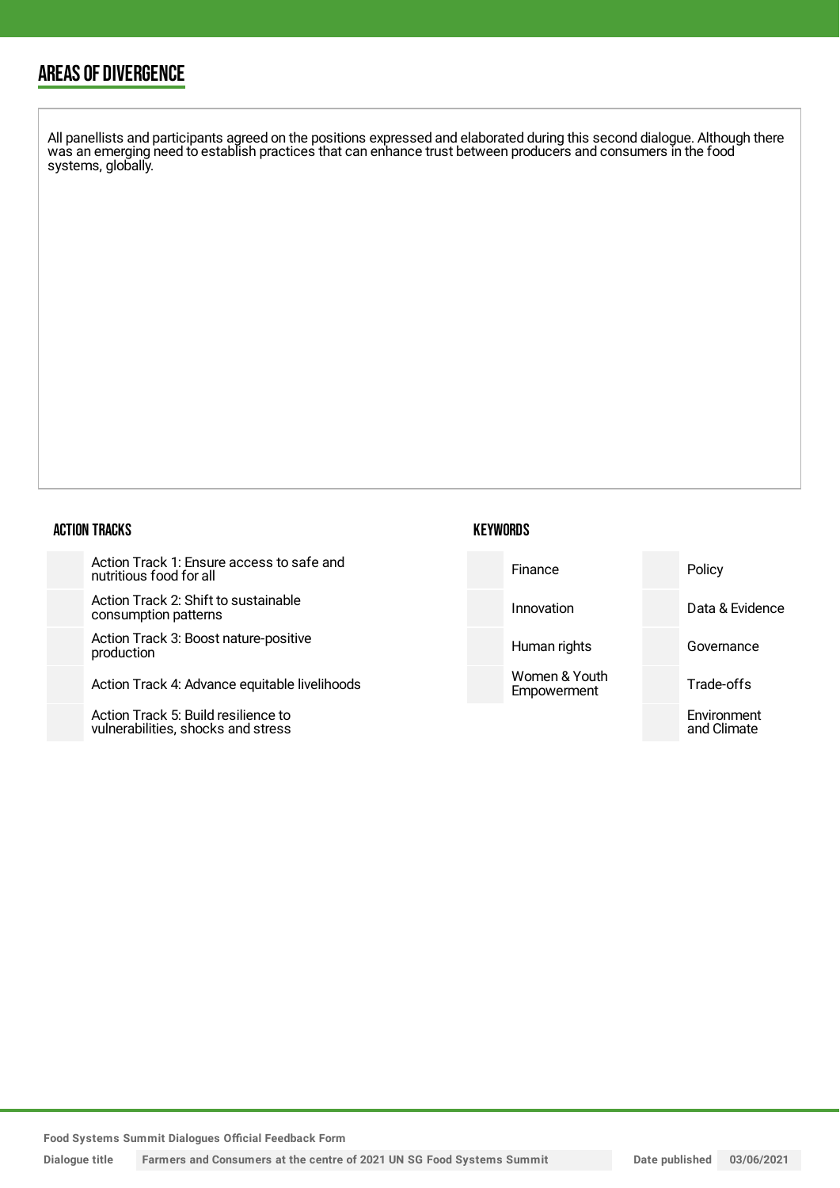## AREAS OF DIVERGENCE

All panellists and participants agreed on the positions expressed and elaborated during this second dialogue. Although there was an emerging need to establish practices that can enhance trust between producers and consumers in the food systems, globally.

### ACTION TRACKS

- Action Track 1: Ensure access to safe and nutritious food for all
- Action Track 2: Shift to sustainable consumption patterns
- Action Track 3: Boost nature-positive production
- Action Track 4: Advance equitable livelihoods
- Action Track 5: Build resilience to vulnerabilities, shocks and stress

### KEYWORDS

| | |
|---|---|
| Finance | Policy |
| Innovation | Data & Evidence |
| Human rights | Governance |
| Women & Youth Empowerment | Trade-offs |
| | Environment and Climate |

Food Systems Summit Dialogues Official Feedback Form

Dialogue title: Farmers and Consumers at the centre of 2021 UN SG Food Systems Summit

Date published: 03/06/2021